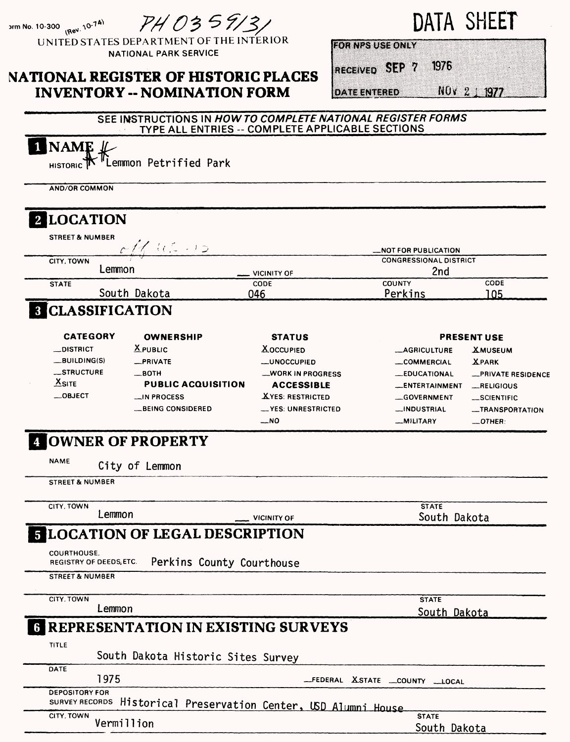Form No. 10-300 (Rev. 10-74) PH 0359/31

**DATA SHEET**

UNITED STATES DEPARTMENT OF THE INTERIOR
NATIONAL PARK SERVICE

# NATIONAL REGISTER OF HISTORIC PLACES INVENTORY -- NOMINATION FORM

| FOR NPS USE ONLY | |
|---|---|
| RECEIVED | SEP 7 1976 |
| DATE ENTERED | NOV 21 1977 |

SEE INSTRUCTIONS IN *HOW TO COMPLETE NATIONAL REGISTER FORMS*
TYPE ALL ENTRIES -- COMPLETE APPLICABLE SECTIONS

## 1 NAME

HISTORIC Lemmon Petrified Park

AND/OR COMMON

## 2 LOCATION

STREET & NUMBER off US 12

__NOT FOR PUBLICATION

CITY, TOWN Lemmon __ VICINITY OF

CONGRESSIONAL DISTRICT 2nd

| STATE | CODE | COUNTY | CODE |
|---|---|---|---|
| South Dakota | 046 | Perkins | 105 |

## 3 CLASSIFICATION

| CATEGORY | OWNERSHIP | STATUS | PRESENT USE | |
|---|---|---|---|---|
| __DISTRICT | X PUBLIC | X OCCUPIED | __AGRICULTURE | X MUSEUM |
| __BUILDING(S) | __PRIVATE | __UNOCCUPIED | __COMMERCIAL | X PARK |
| __STRUCTURE | __BOTH | __WORK IN PROGRESS | __EDUCATIONAL | __PRIVATE RESIDENCE |
| X SITE | **PUBLIC ACQUISITION** | **ACCESSIBLE** | __ENTERTAINMENT | __RELIGIOUS |
| __OBJECT | __IN PROCESS | X YES: RESTRICTED | __GOVERNMENT | __SCIENTIFIC |
| | __BEING CONSIDERED | __YES: UNRESTRICTED | __INDUSTRIAL | __TRANSPORTATION |
| | | __NO | __MILITARY | __OTHER: |

## 4 OWNER OF PROPERTY

NAME City of Lemmon

STREET & NUMBER

CITY, TOWN Lemmon __ VICINITY OF

STATE South Dakota

## 5 LOCATION OF LEGAL DESCRIPTION

COURTHOUSE, REGISTRY OF DEEDS, ETC. Perkins County Courthouse

STREET & NUMBER

CITY, TOWN Lemmon

STATE South Dakota

## 6 REPRESENTATION IN EXISTING SURVEYS

TITLE South Dakota Historic Sites Survey

DATE 1975 __FEDERAL X STATE __COUNTY __LOCAL

DEPOSITORY FOR SURVEY RECORDS Historical Preservation Center, USD Alumni House

CITY, TOWN Vermillion

STATE South Dakota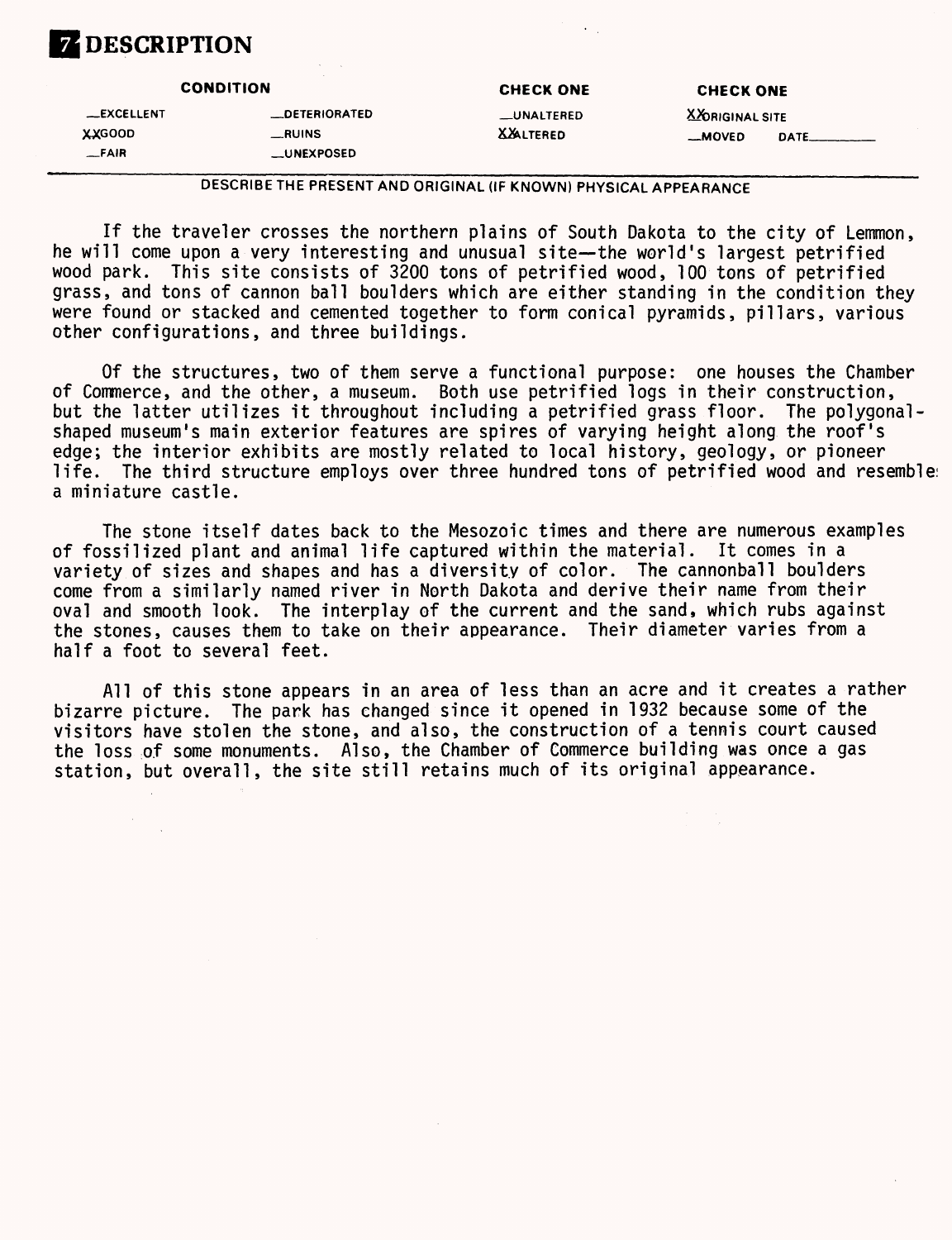# 7 DESCRIPTION

| CONDITION | | CHECK ONE | CHECK ONE |
| --- | --- | --- | --- |
| __EXCELLENT | __DETERIORATED | __UNALTERED | XXORIGINAL SITE |
| XXGOOD | __RUINS | XXALTERED | __MOVED DATE________ |
| __FAIR | __UNEXPOSED | | |

DESCRIBE THE PRESENT AND ORIGINAL (IF KNOWN) PHYSICAL APPEARANCE

If the traveler crosses the northern plains of South Dakota to the city of Lemmon, he will come upon a very interesting and unusual site—the world's largest petrified wood park. This site consists of 3200 tons of petrified wood, 100 tons of petrified grass, and tons of cannon ball boulders which are either standing in the condition they were found or stacked and cemented together to form conical pyramids, pillars, various other configurations, and three buildings.

Of the structures, two of them serve a functional purpose: one houses the Chamber of Commerce, and the other, a museum. Both use petrified logs in their construction, but the latter utilizes it throughout including a petrified grass floor. The polygonal-shaped museum's main exterior features are spires of varying height along the roof's edge; the interior exhibits are mostly related to local history, geology, or pioneer life. The third structure employs over three hundred tons of petrified wood and resembles a miniature castle.

The stone itself dates back to the Mesozoic times and there are numerous examples of fossilized plant and animal life captured within the material. It comes in a variety of sizes and shapes and has a diversity of color. The cannonball boulders come from a similarly named river in North Dakota and derive their name from their oval and smooth look. The interplay of the current and the sand, which rubs against the stones, causes them to take on their appearance. Their diameter varies from a half a foot to several feet.

All of this stone appears in an area of less than an acre and it creates a rather bizarre picture. The park has changed since it opened in 1932 because some of the visitors have stolen the stone, and also, the construction of a tennis court caused the loss of some monuments. Also, the Chamber of Commerce building was once a gas station, but overall, the site still retains much of its original appearance.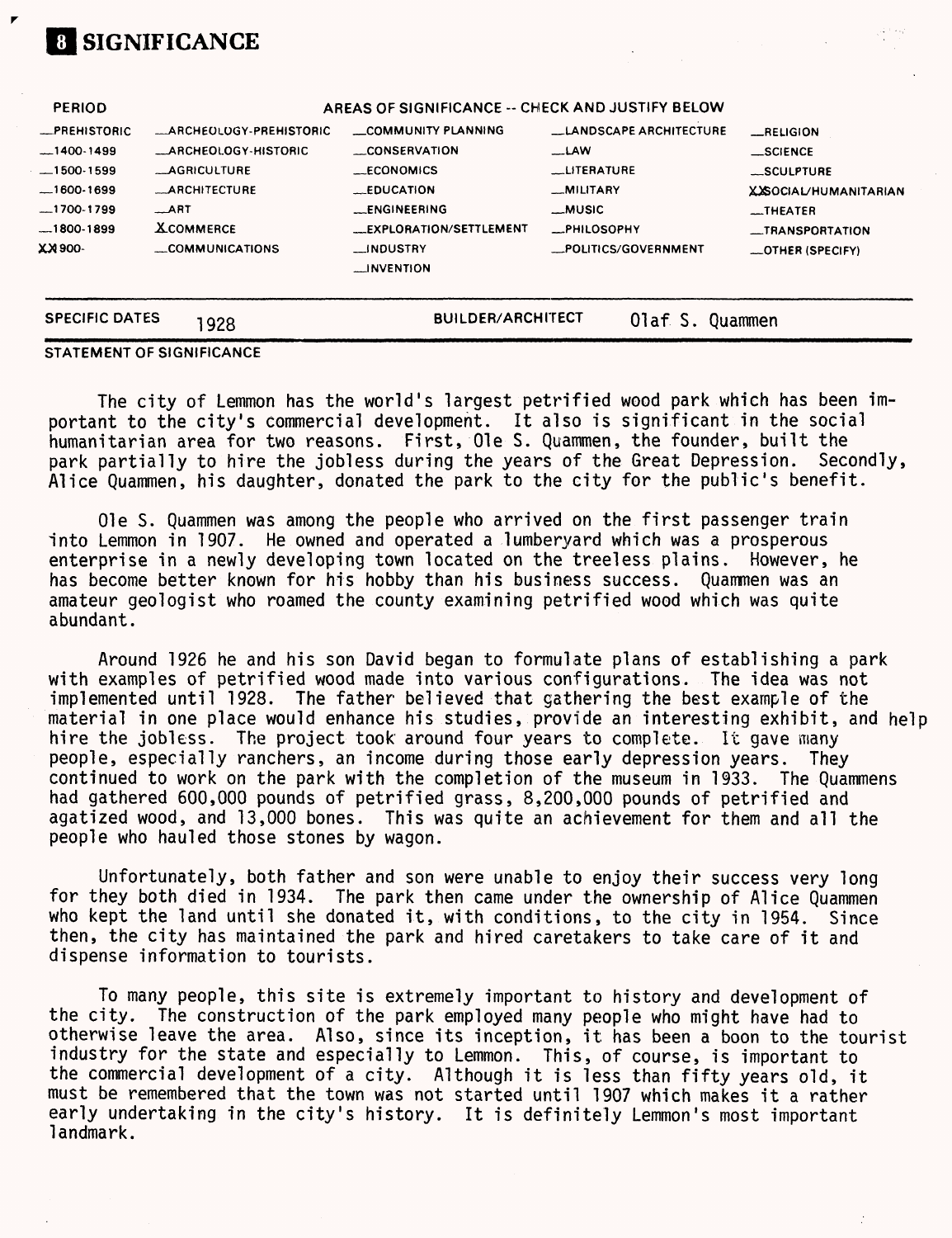## 8 SIGNIFICANCE

| PERIOD | AREAS OF SIGNIFICANCE -- CHECK AND JUSTIFY BELOW | | | |
|---|---|---|---|---|
| __PREHISTORIC | __ARCHEOLOGY-PREHISTORIC | __COMMUNITY PLANNING | __LANDSCAPE ARCHITECTURE | __RELIGION |
| __1400-1499 | __ARCHEOLOGY-HISTORIC | __CONSERVATION | __LAW | __SCIENCE |
| __1500-1599 | __AGRICULTURE | __ECONOMICS | __LITERATURE | __SCULPTURE |
| __1600-1699 | __ARCHITECTURE | __EDUCATION | __MILITARY | XXSOCIAL/HUMANITARIAN |
| __1700-1799 | __ART | __ENGINEERING | __MUSIC | __THEATER |
| __1800-1899 | XCOMMERCE | __EXPLORATION/SETTLEMENT | __PHILOSOPHY | __TRANSPORTATION |
| XX1900- | __COMMUNICATIONS | __INDUSTRY | __POLITICS/GOVERNMENT | __OTHER (SPECIFY) |
| | | __INVENTION | | |

**SPECIFIC DATES** 1928 **BUILDER/ARCHITECT** Olaf S. Quammen

**STATEMENT OF SIGNIFICANCE**

The city of Lemmon has the world's largest petrified wood park which has been important to the city's commercial development. It also is significant in the social humanitarian area for two reasons. First, Ole S. Quammen, the founder, built the park partially to hire the jobless during the years of the Great Depression. Secondly, Alice Quammen, his daughter, donated the park to the city for the public's benefit.

Ole S. Quammen was among the people who arrived on the first passenger train into Lemmon in 1907. He owned and operated a lumberyard which was a prosperous enterprise in a newly developing town located on the treeless plains. However, he has become better known for his hobby than his business success. Quammen was an amateur geologist who roamed the county examining petrified wood which was quite abundant.

Around 1926 he and his son David began to formulate plans of establishing a park with examples of petrified wood made into various configurations. The idea was not implemented until 1928. The father believed that gathering the best example of the material in one place would enhance his studies, provide an interesting exhibit, and help hire the jobless. The project took around four years to complete. It gave many people, especially ranchers, an income during those early depression years. They continued to work on the park with the completion of the museum in 1933. The Quammens had gathered 600,000 pounds of petrified grass, 8,200,000 pounds of petrified and agatized wood, and 13,000 bones. This was quite an achievement for them and all the people who hauled those stones by wagon.

Unfortunately, both father and son were unable to enjoy their success very long for they both died in 1934. The park then came under the ownership of Alice Quammen who kept the land until she donated it, with conditions, to the city in 1954. Since then, the city has maintained the park and hired caretakers to take care of it and dispense information to tourists.

To many people, this site is extremely important to history and development of the city. The construction of the park employed many people who might have had to otherwise leave the area. Also, since its inception, it has been a boon to the tourist industry for the state and especially to Lemmon. This, of course, is important to the commercial development of a city. Although it is less than fifty years old, it must be remembered that the town was not started until 1907 which makes it a rather early undertaking in the city's history. It is definitely Lemmon's most important landmark.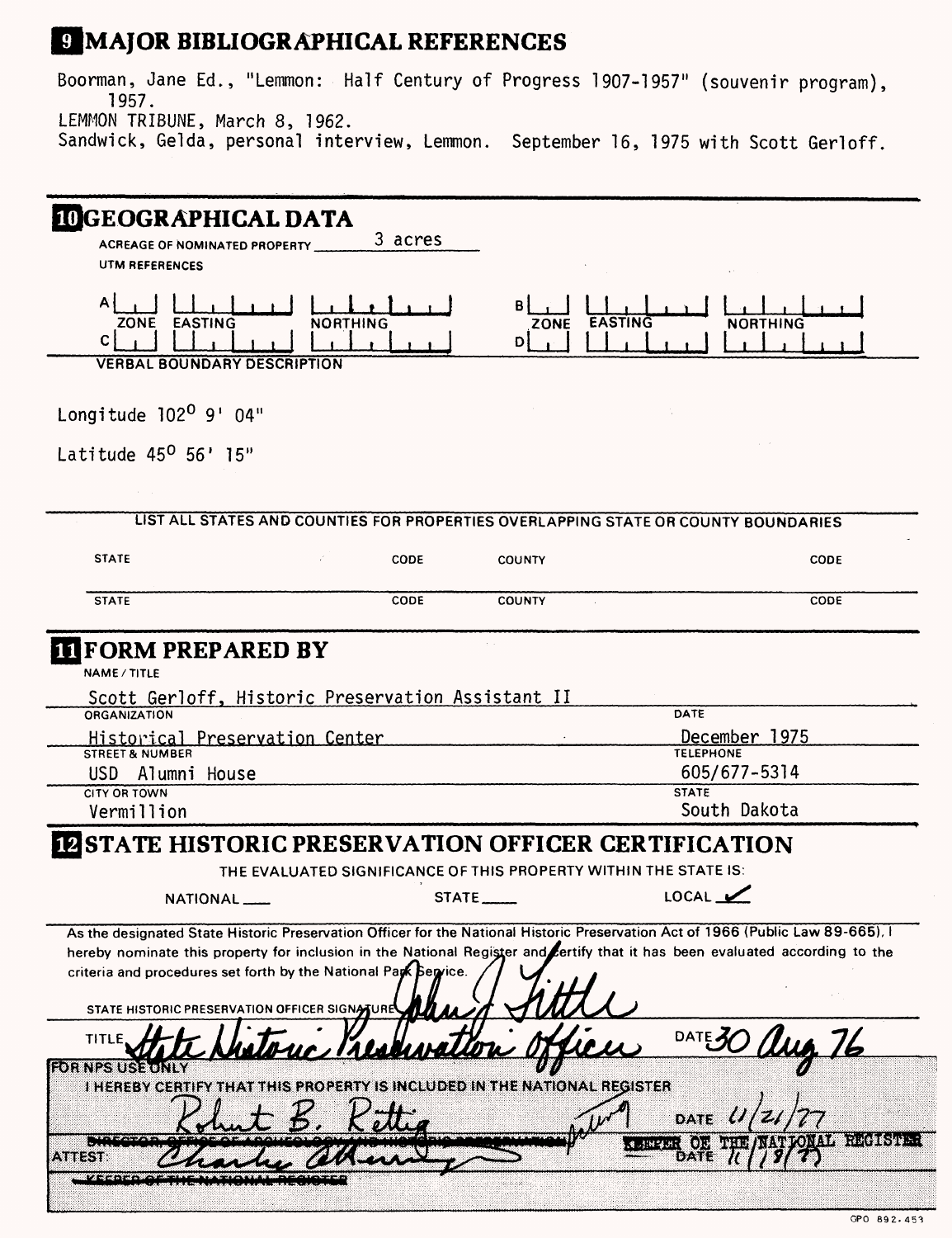## 9 MAJOR BIBLIOGRAPHICAL REFERENCES

Boorman, Jane Ed., "Lemmon: Half Century of Progress 1907-1957" (souvenir program), 1957.
LEMMON TRIBUNE, March 8, 1962.
Sandwick, Gelda, personal interview, Lemmon. September 16, 1975 with Scott Gerloff.

## 10 GEOGRAPHICAL DATA

ACREAGE OF NOMINATED PROPERTY 3 acres

UTM REFERENCES

| | ZONE | EASTING | NORTHING | | ZONE | EASTING | NORTHING |
|---|---|---|---|---|---|---|---|
| A | | | | B | | | |
| C | | | | D | | | |

VERBAL BOUNDARY DESCRIPTION

Longitude 102° 9' 04"

Latitude 45° 56' 15"

LIST ALL STATES AND COUNTIES FOR PROPERTIES OVERLAPPING STATE OR COUNTY BOUNDARIES

| STATE | CODE | COUNTY | CODE |
|---|---|---|---|
| STATE | CODE | COUNTY | CODE |

## 11 FORM PREPARED BY

NAME / TITLE
Scott Gerloff, Historic Preservation Assistant II

ORGANIZATION
Historical Preservation Center

DATE
December 1975

STREET & NUMBER
USD Alumni House

TELEPHONE
605/677-5314

CITY OR TOWN
Vermillion

STATE
South Dakota

## 12 STATE HISTORIC PRESERVATION OFFICER CERTIFICATION

THE EVALUATED SIGNIFICANCE OF THIS PROPERTY WITHIN THE STATE IS:

NATIONAL ___ STATE ___ LOCAL ✓

As the designated State Historic Preservation Officer for the National Historic Preservation Act of 1966 (Public Law 89-665), I hereby nominate this property for inclusion in the National Register and certify that it has been evaluated according to the criteria and procedures set forth by the National Park Service.

STATE HISTORIC PRESERVATION OFFICER SIGNATURE John J. Little

TITLE State Historic Preservation Officer DATE 30 Aug 76

FOR NPS USE ONLY

I HEREBY CERTIFY THAT THIS PROPERTY IS INCLUDED IN THE NATIONAL REGISTER

Robert B. Rettig (acting) DATE 6/21/77

~~DIRECTOR, OFFICE OF ARCHEOLOGY AND HISTORIC PRESERVATION~~ KEEPER OF THE NATIONAL REGISTER

ATTEST: Charles Atherton DATE 6/18/77

~~KEEPER OF THE NATIONAL REGISTER~~